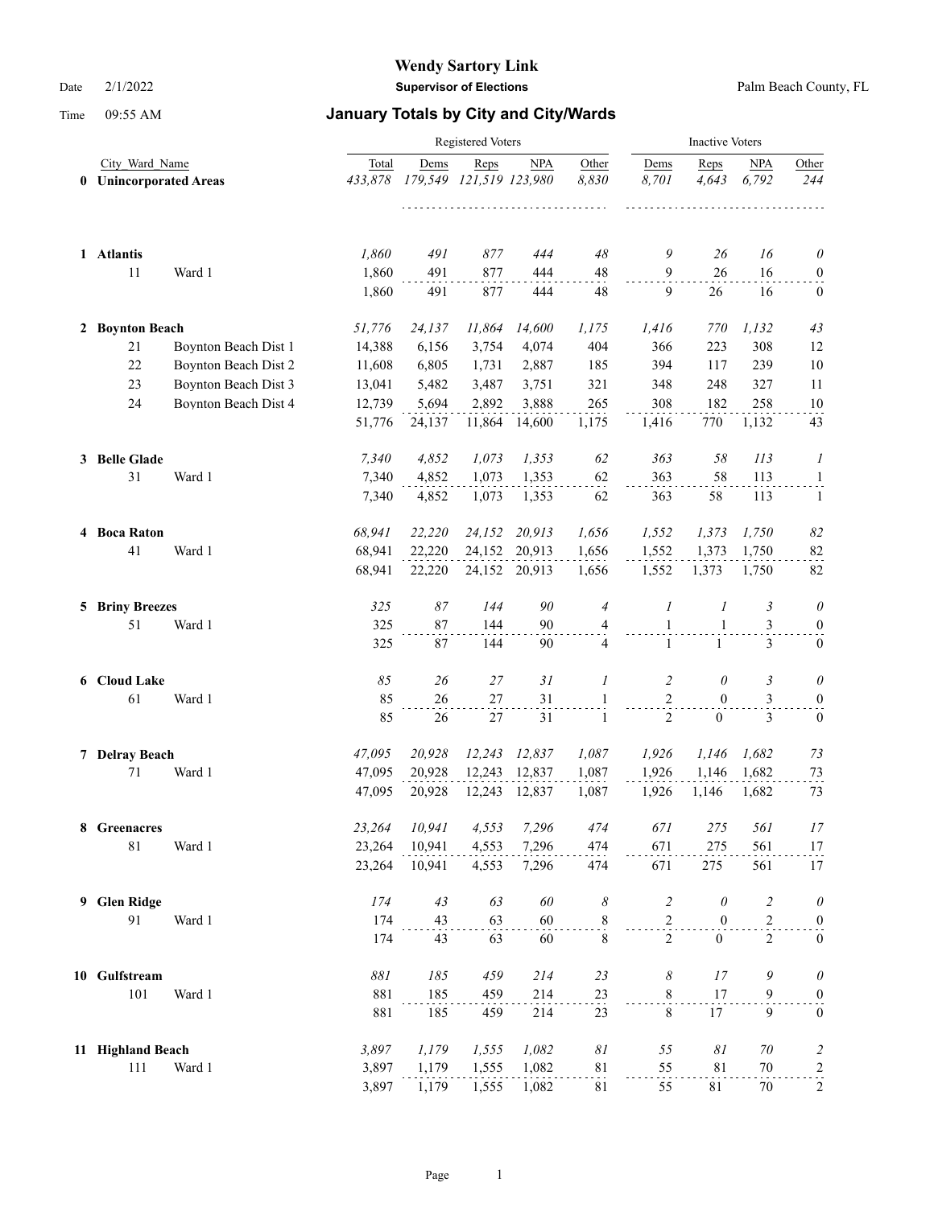# Wendy Sartory Link

**Supervisor of Elections**

Palm Beach County, FL

Date 2/1/2022

Time 09:55 AM

## January Totals by City and City/Wards

| | City_Ward_Name | | Registered Voters Total | Dems | Reps | NPA | Other | Inactive Voters Dems | Reps | NPA | Other |
|---|---|---|---|---|---|---|---|---|---|---|---|
| **0** | **Unincorporated Areas** | | *433,878* | *179,549* | *121,519* | *123,980* | *8,830* | *8,701* | *4,643* | *6,792* | *244* |
| **1** | **Atlantis** | | *1,860* | *491* | *877* | *444* | *48* | *9* | *26* | *16* | *0* |
| | 11 | Ward 1 | 1,860 | 491 | 877 | 444 | 48 | 9 | 26 | 16 | 0 |
| | | | 1,860 | 491 | 877 | 444 | 48 | 9 | 26 | 16 | 0 |
| **2** | **Boynton Beach** | | *51,776* | *24,137* | *11,864* | *14,600* | *1,175* | *1,416* | *770* | *1,132* | *43* |
| | 21 | Boynton Beach Dist 1 | 14,388 | 6,156 | 3,754 | 4,074 | 404 | 366 | 223 | 308 | 12 |
| | 22 | Boynton Beach Dist 2 | 11,608 | 6,805 | 1,731 | 2,887 | 185 | 394 | 117 | 239 | 10 |
| | 23 | Boynton Beach Dist 3 | 13,041 | 5,482 | 3,487 | 3,751 | 321 | 348 | 248 | 327 | 11 |
| | 24 | Boynton Beach Dist 4 | 12,739 | 5,694 | 2,892 | 3,888 | 265 | 308 | 182 | 258 | 10 |
| | | | 51,776 | 24,137 | 11,864 | 14,600 | 1,175 | 1,416 | 770 | 1,132 | 43 |
| **3** | **Belle Glade** | | *7,340* | *4,852* | *1,073* | *1,353* | *62* | *363* | *58* | *113* | *1* |
| | 31 | Ward 1 | 7,340 | 4,852 | 1,073 | 1,353 | 62 | 363 | 58 | 113 | 1 |
| | | | 7,340 | 4,852 | 1,073 | 1,353 | 62 | 363 | 58 | 113 | 1 |
| **4** | **Boca Raton** | | *68,941* | *22,220* | *24,152* | *20,913* | *1,656* | *1,552* | *1,373* | *1,750* | *82* |
| | 41 | Ward 1 | 68,941 | 22,220 | 24,152 | 20,913 | 1,656 | 1,552 | 1,373 | 1,750 | 82 |
| | | | 68,941 | 22,220 | 24,152 | 20,913 | 1,656 | 1,552 | 1,373 | 1,750 | 82 |
| **5** | **Briny Breezes** | | *325* | *87* | *144* | *90* | *4* | *1* | *1* | *3* | *0* |
| | 51 | Ward 1 | 325 | 87 | 144 | 90 | 4 | 1 | 1 | 3 | 0 |
| | | | 325 | 87 | 144 | 90 | 4 | 1 | 1 | 3 | 0 |
| **6** | **Cloud Lake** | | *85* | *26* | *27* | *31* | *1* | *2* | *0* | *3* | *0* |
| | 61 | Ward 1 | 85 | 26 | 27 | 31 | 1 | 2 | 0 | 3 | 0 |
| | | | 85 | 26 | 27 | 31 | 1 | 2 | 0 | 3 | 0 |
| **7** | **Delray Beach** | | *47,095* | *20,928* | *12,243* | *12,837* | *1,087* | *1,926* | *1,146* | *1,682* | *73* |
| | 71 | Ward 1 | 47,095 | 20,928 | 12,243 | 12,837 | 1,087 | 1,926 | 1,146 | 1,682 | 73 |
| | | | 47,095 | 20,928 | 12,243 | 12,837 | 1,087 | 1,926 | 1,146 | 1,682 | 73 |
| **8** | **Greenacres** | | *23,264* | *10,941* | *4,553* | *7,296* | *474* | *671* | *275* | *561* | *17* |
| | 81 | Ward 1 | 23,264 | 10,941 | 4,553 | 7,296 | 474 | 671 | 275 | 561 | 17 |
| | | | 23,264 | 10,941 | 4,553 | 7,296 | 474 | 671 | 275 | 561 | 17 |
| **9** | **Glen Ridge** | | *174* | *43* | *63* | *60* | *8* | *2* | *0* | *2* | *0* |
| | 91 | Ward 1 | 174 | 43 | 63 | 60 | 8 | 2 | 0 | 2 | 0 |
| | | | 174 | 43 | 63 | 60 | 8 | 2 | 0 | 2 | 0 |
| **10** | **Gulfstream** | | *881* | *185* | *459* | *214* | *23* | *8* | *17* | *9* | *0* |
| | 101 | Ward 1 | 881 | 185 | 459 | 214 | 23 | 8 | 17 | 9 | 0 |
| | | | 881 | 185 | 459 | 214 | 23 | 8 | 17 | 9 | 0 |
| **11** | **Highland Beach** | | *3,897* | *1,179* | *1,555* | *1,082* | *81* | *55* | *81* | *70* | *2* |
| | 111 | Ward 1 | 3,897 | 1,179 | 1,555 | 1,082 | 81 | 55 | 81 | 70 | 2 |
| | | | 3,897 | 1,179 | 1,555 | 1,082 | 81 | 55 | 81 | 70 | 2 |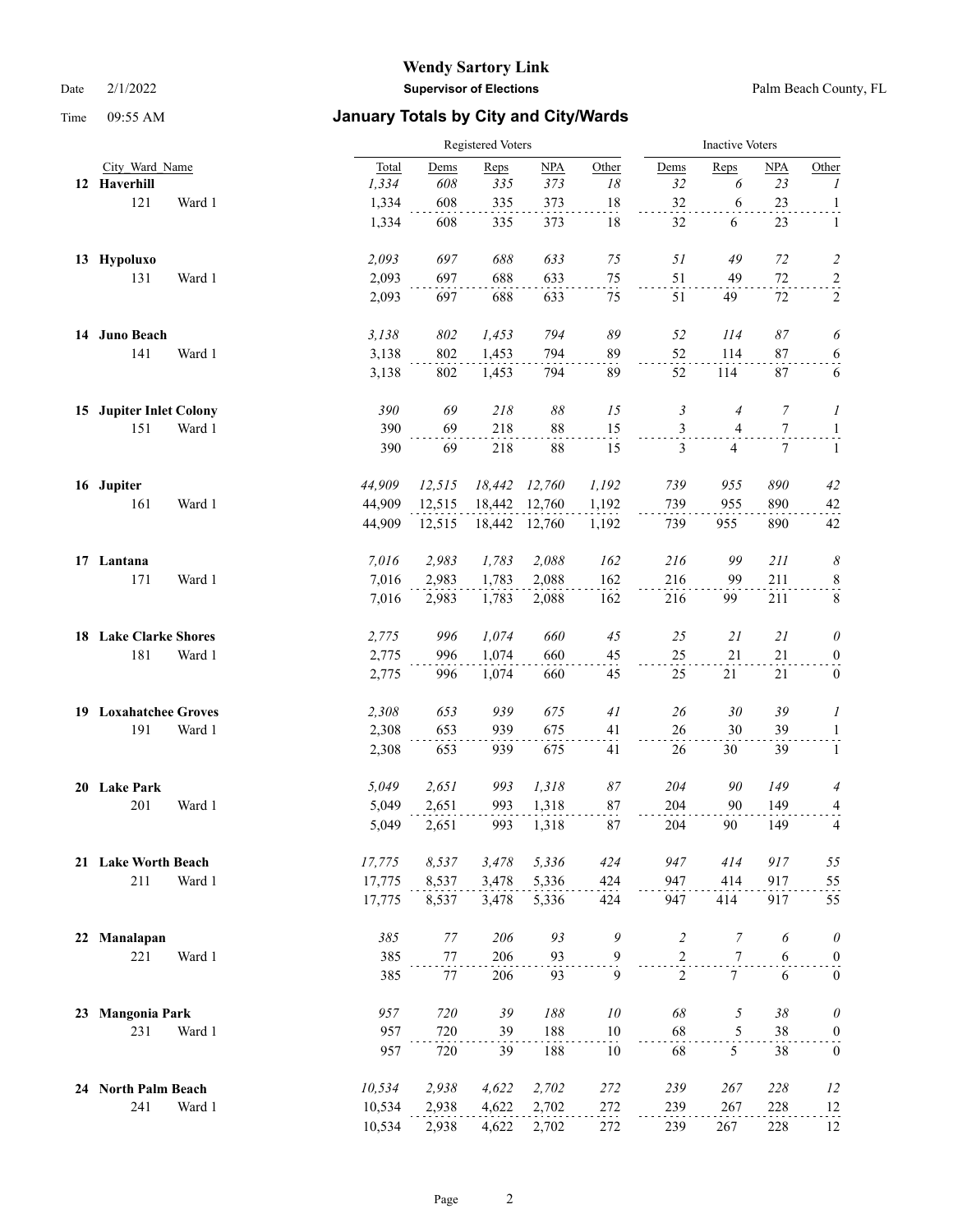# January Totals by City and City/Wards

Wendy Sartory Link
Supervisor of Elections
Palm Beach County, FL

Date 2/1/2022
Time 09:55 AM

| City_Ward_Name | | Registered Voters Total | Dems | Reps | NPA | Other | Inactive Voters Dems | Reps | NPA | Other |
|---|---|---|---|---|---|---|---|---|---|---|
| **12 Haverhill** | | *1,334* | *608* | *335* | *373* | *18* | *32* | *6* | *23* | *1* |
| 121 | Ward 1 | 1,334 | 608 | 335 | 373 | 18 | 32 | 6 | 23 | 1 |
| | | 1,334 | 608 | 335 | 373 | 18 | 32 | 6 | 23 | 1 |
| **13 Hypoluxo** | | *2,093* | *697* | *688* | *633* | *75* | *51* | *49* | *72* | *2* |
| 131 | Ward 1 | 2,093 | 697 | 688 | 633 | 75 | 51 | 49 | 72 | 2 |
| | | 2,093 | 697 | 688 | 633 | 75 | 51 | 49 | 72 | 2 |
| **14 Juno Beach** | | *3,138* | *802* | *1,453* | *794* | *89* | *52* | *114* | *87* | *6* |
| 141 | Ward 1 | 3,138 | 802 | 1,453 | 794 | 89 | 52 | 114 | 87 | 6 |
| | | 3,138 | 802 | 1,453 | 794 | 89 | 52 | 114 | 87 | 6 |
| **15 Jupiter Inlet Colony** | | *390* | *69* | *218* | *88* | *15* | *3* | *4* | *7* | *1* |
| 151 | Ward 1 | 390 | 69 | 218 | 88 | 15 | 3 | 4 | 7 | 1 |
| | | 390 | 69 | 218 | 88 | 15 | 3 | 4 | 7 | 1 |
| **16 Jupiter** | | *44,909* | *12,515* | *18,442* | *12,760* | *1,192* | *739* | *955* | *890* | *42* |
| 161 | Ward 1 | 44,909 | 12,515 | 18,442 | 12,760 | 1,192 | 739 | 955 | 890 | 42 |
| | | 44,909 | 12,515 | 18,442 | 12,760 | 1,192 | 739 | 955 | 890 | 42 |
| **17 Lantana** | | *7,016* | *2,983* | *1,783* | *2,088* | *162* | *216* | *99* | *211* | *8* |
| 171 | Ward 1 | 7,016 | 2,983 | 1,783 | 2,088 | 162 | 216 | 99 | 211 | 8 |
| | | 7,016 | 2,983 | 1,783 | 2,088 | 162 | 216 | 99 | 211 | 8 |
| **18 Lake Clarke Shores** | | *2,775* | *996* | *1,074* | *660* | *45* | *25* | *21* | *21* | *0* |
| 181 | Ward 1 | 2,775 | 996 | 1,074 | 660 | 45 | 25 | 21 | 21 | 0 |
| | | 2,775 | 996 | 1,074 | 660 | 45 | 25 | 21 | 21 | 0 |
| **19 Loxahatchee Groves** | | *2,308* | *653* | *939* | *675* | *41* | *26* | *30* | *39* | *1* |
| 191 | Ward 1 | 2,308 | 653 | 939 | 675 | 41 | 26 | 30 | 39 | 1 |
| | | 2,308 | 653 | 939 | 675 | 41 | 26 | 30 | 39 | 1 |
| **20 Lake Park** | | *5,049* | *2,651* | *993* | *1,318* | *87* | *204* | *90* | *149* | *4* |
| 201 | Ward 1 | 5,049 | 2,651 | 993 | 1,318 | 87 | 204 | 90 | 149 | 4 |
| | | 5,049 | 2,651 | 993 | 1,318 | 87 | 204 | 90 | 149 | 4 |
| **21 Lake Worth Beach** | | *17,775* | *8,537* | *3,478* | *5,336* | *424* | *947* | *414* | *917* | *55* |
| 211 | Ward 1 | 17,775 | 8,537 | 3,478 | 5,336 | 424 | 947 | 414 | 917 | 55 |
| | | 17,775 | 8,537 | 3,478 | 5,336 | 424 | 947 | 414 | 917 | 55 |
| **22 Manalapan** | | *385* | *77* | *206* | *93* | *9* | *2* | *7* | *6* | *0* |
| 221 | Ward 1 | 385 | 77 | 206 | 93 | 9 | 2 | 7 | 6 | 0 |
| | | 385 | 77 | 206 | 93 | 9 | 2 | 7 | 6 | 0 |
| **23 Mangonia Park** | | *957* | *720* | *39* | *188* | *10* | *68* | *5* | *38* | *0* |
| 231 | Ward 1 | 957 | 720 | 39 | 188 | 10 | 68 | 5 | 38 | 0 |
| | | 957 | 720 | 39 | 188 | 10 | 68 | 5 | 38 | 0 |
| **24 North Palm Beach** | | *10,534* | *2,938* | *4,622* | *2,702* | *272* | *239* | *267* | *228* | *12* |
| 241 | Ward 1 | 10,534 | 2,938 | 4,622 | 2,702 | 272 | 239 | 267 | 228 | 12 |
| | | 10,534 | 2,938 | 4,622 | 2,702 | 272 | 239 | 267 | 228 | 12 |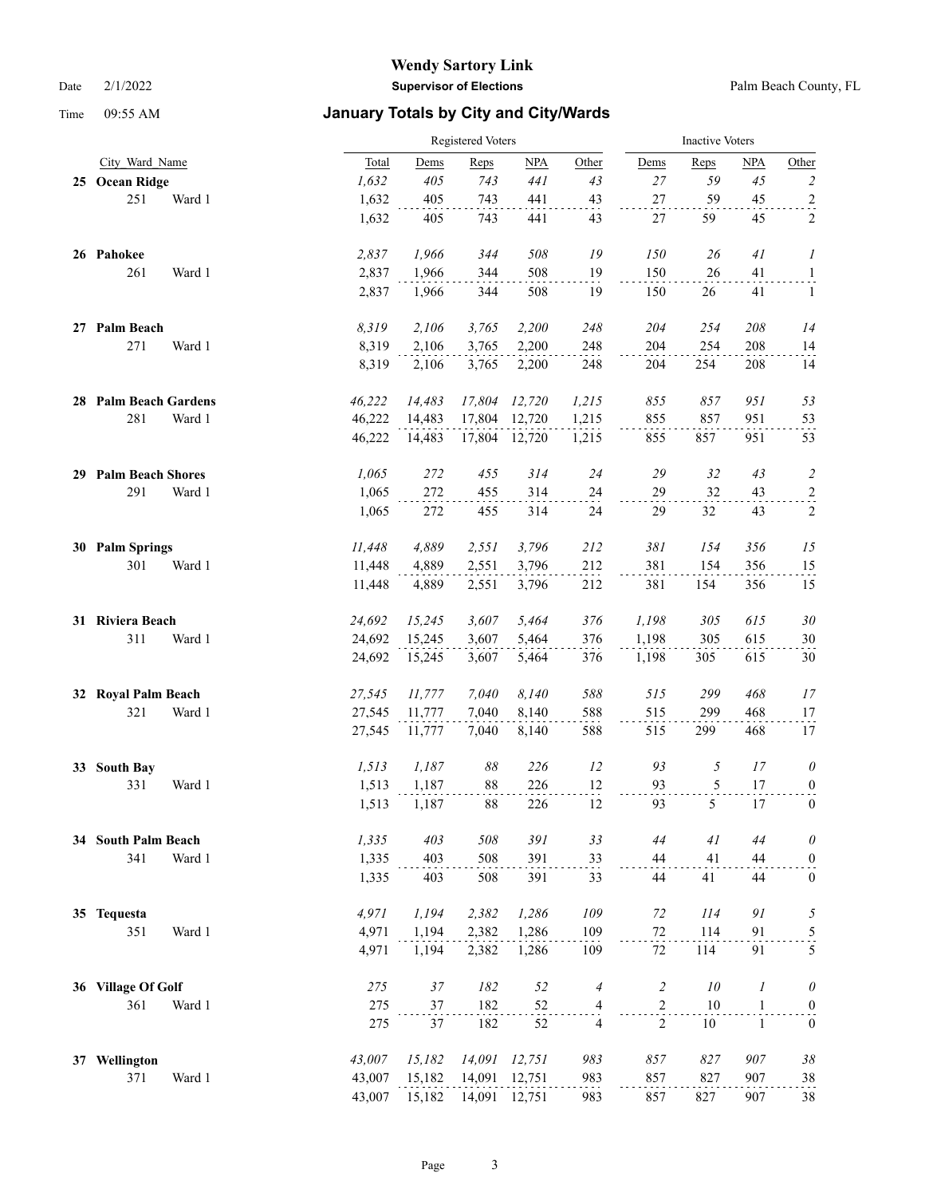# Wendy Sartory Link

**Supervisor of Elections**

Date 2/1/2022 | Palm Beach County, FL

Time 09:55 AM

## January Totals by City and City/Wards

| City_Ward_Name | | Registered Voters Total | Dems | Reps | NPA | Other | Inactive Voters Dems | Reps | NPA | Other |
|---|---|---|---|---|---|---|---|---|---|---|
| **25 Ocean Ridge** | | *1,632* | *405* | *743* | *441* | *43* | *27* | *59* | *45* | *2* |
| 251 | Ward 1 | 1,632 | 405 | 743 | 441 | 43 | 27 | 59 | 45 | 2 |
| | | 1,632 | 405 | 743 | 441 | 43 | 27 | 59 | 45 | 2 |
| **26 Pahokee** | | *2,837* | *1,966* | *344* | *508* | *19* | *150* | *26* | *41* | *1* |
| 261 | Ward 1 | 2,837 | 1,966 | 344 | 508 | 19 | 150 | 26 | 41 | 1 |
| | | 2,837 | 1,966 | 344 | 508 | 19 | 150 | 26 | 41 | 1 |
| **27 Palm Beach** | | *8,319* | *2,106* | *3,765* | *2,200* | *248* | *204* | *254* | *208* | *14* |
| 271 | Ward 1 | 8,319 | 2,106 | 3,765 | 2,200 | 248 | 204 | 254 | 208 | 14 |
| | | 8,319 | 2,106 | 3,765 | 2,200 | 248 | 204 | 254 | 208 | 14 |
| **28 Palm Beach Gardens** | | *46,222* | *14,483* | *17,804* | *12,720* | *1,215* | *855* | *857* | *951* | *53* |
| 281 | Ward 1 | 46,222 | 14,483 | 17,804 | 12,720 | 1,215 | 855 | 857 | 951 | 53 |
| | | 46,222 | 14,483 | 17,804 | 12,720 | 1,215 | 855 | 857 | 951 | 53 |
| **29 Palm Beach Shores** | | *1,065* | *272* | *455* | *314* | *24* | *29* | *32* | *43* | *2* |
| 291 | Ward 1 | 1,065 | 272 | 455 | 314 | 24 | 29 | 32 | 43 | 2 |
| | | 1,065 | 272 | 455 | 314 | 24 | 29 | 32 | 43 | 2 |
| **30 Palm Springs** | | *11,448* | *4,889* | *2,551* | *3,796* | *212* | *381* | *154* | *356* | *15* |
| 301 | Ward 1 | 11,448 | 4,889 | 2,551 | 3,796 | 212 | 381 | 154 | 356 | 15 |
| | | 11,448 | 4,889 | 2,551 | 3,796 | 212 | 381 | 154 | 356 | 15 |
| **31 Riviera Beach** | | *24,692* | *15,245* | *3,607* | *5,464* | *376* | *1,198* | *305* | *615* | *30* |
| 311 | Ward 1 | 24,692 | 15,245 | 3,607 | 5,464 | 376 | 1,198 | 305 | 615 | 30 |
| | | 24,692 | 15,245 | 3,607 | 5,464 | 376 | 1,198 | 305 | 615 | 30 |
| **32 Royal Palm Beach** | | *27,545* | *11,777* | *7,040* | *8,140* | *588* | *515* | *299* | *468* | *17* |
| 321 | Ward 1 | 27,545 | 11,777 | 7,040 | 8,140 | 588 | 515 | 299 | 468 | 17 |
| | | 27,545 | 11,777 | 7,040 | 8,140 | 588 | 515 | 299 | 468 | 17 |
| **33 South Bay** | | *1,513* | *1,187* | *88* | *226* | *12* | *93* | *5* | *17* | *0* |
| 331 | Ward 1 | 1,513 | 1,187 | 88 | 226 | 12 | 93 | 5 | 17 | 0 |
| | | 1,513 | 1,187 | 88 | 226 | 12 | 93 | 5 | 17 | 0 |
| **34 South Palm Beach** | | *1,335* | *403* | *508* | *391* | *33* | *44* | *41* | *44* | *0* |
| 341 | Ward 1 | 1,335 | 403 | 508 | 391 | 33 | 44 | 41 | 44 | 0 |
| | | 1,335 | 403 | 508 | 391 | 33 | 44 | 41 | 44 | 0 |
| **35 Tequesta** | | *4,971* | *1,194* | *2,382* | *1,286* | *109* | *72* | *114* | *91* | *5* |
| 351 | Ward 1 | 4,971 | 1,194 | 2,382 | 1,286 | 109 | 72 | 114 | 91 | 5 |
| | | 4,971 | 1,194 | 2,382 | 1,286 | 109 | 72 | 114 | 91 | 5 |
| **36 Village Of Golf** | | *275* | *37* | *182* | *52* | *4* | *2* | *10* | *1* | *0* |
| 361 | Ward 1 | 275 | 37 | 182 | 52 | 4 | 2 | 10 | 1 | 0 |
| | | 275 | 37 | 182 | 52 | 4 | 2 | 10 | 1 | 0 |
| **37 Wellington** | | *43,007* | *15,182* | *14,091* | *12,751* | *983* | *857* | *827* | *907* | *38* |
| 371 | Ward 1 | 43,007 | 15,182 | 14,091 | 12,751 | 983 | 857 | 827 | 907 | 38 |
| | | 43,007 | 15,182 | 14,091 | 12,751 | 983 | 857 | 827 | 907 | 38 |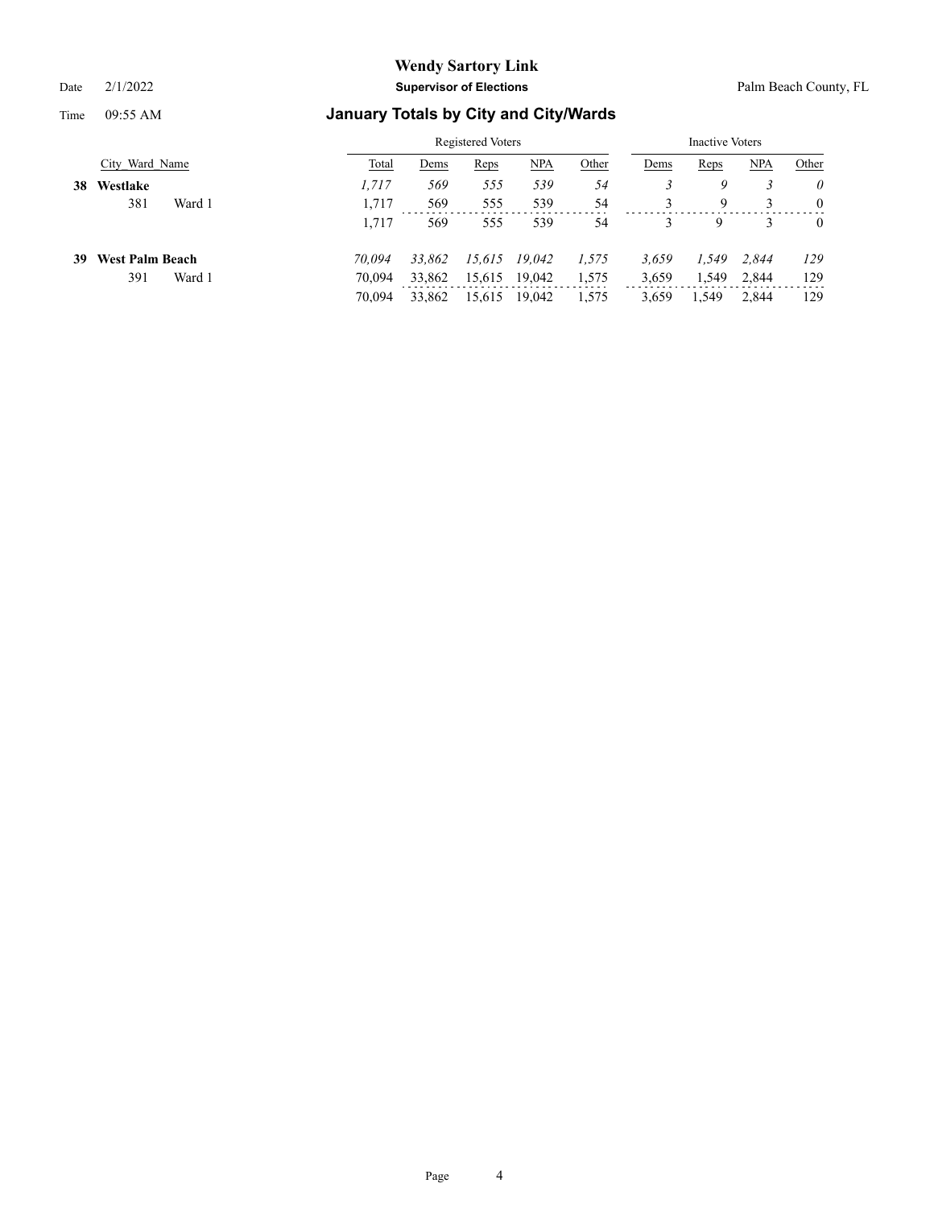# Wendy Sartory Link

**Supervisor of Elections**

Palm Beach County, FL

Date 2/1/2022

Time 09:55 AM

## January Totals by City and City/Wards

| City_Ward_Name | | Registered Voters Total | Dems | Reps | NPA | Other | Inactive Voters Dems | Reps | NPA | Other |
|---|---|---|---|---|---|---|---|---|---|---|
| **38** | **Westlake** | *1,717* | *569* | *555* | *539* | *54* | *3* | *9* | *3* | *0* |
| 381 | Ward 1 | 1,717 | 569 | 555 | 539 | 54 | 3 | 9 | 3 | 0 |
| | | 1,717 | 569 | 555 | 539 | 54 | 3 | 9 | 3 | 0 |
| **39** | **West Palm Beach** | *70,094* | *33,862* | *15,615* | *19,042* | *1,575* | *3,659* | *1,549* | *2,844* | *129* |
| 391 | Ward 1 | 70,094 | 33,862 | 15,615 | 19,042 | 1,575 | 3,659 | 1,549 | 2,844 | 129 |
| | | 70,094 | 33,862 | 15,615 | 19,042 | 1,575 | 3,659 | 1,549 | 2,844 | 129 |